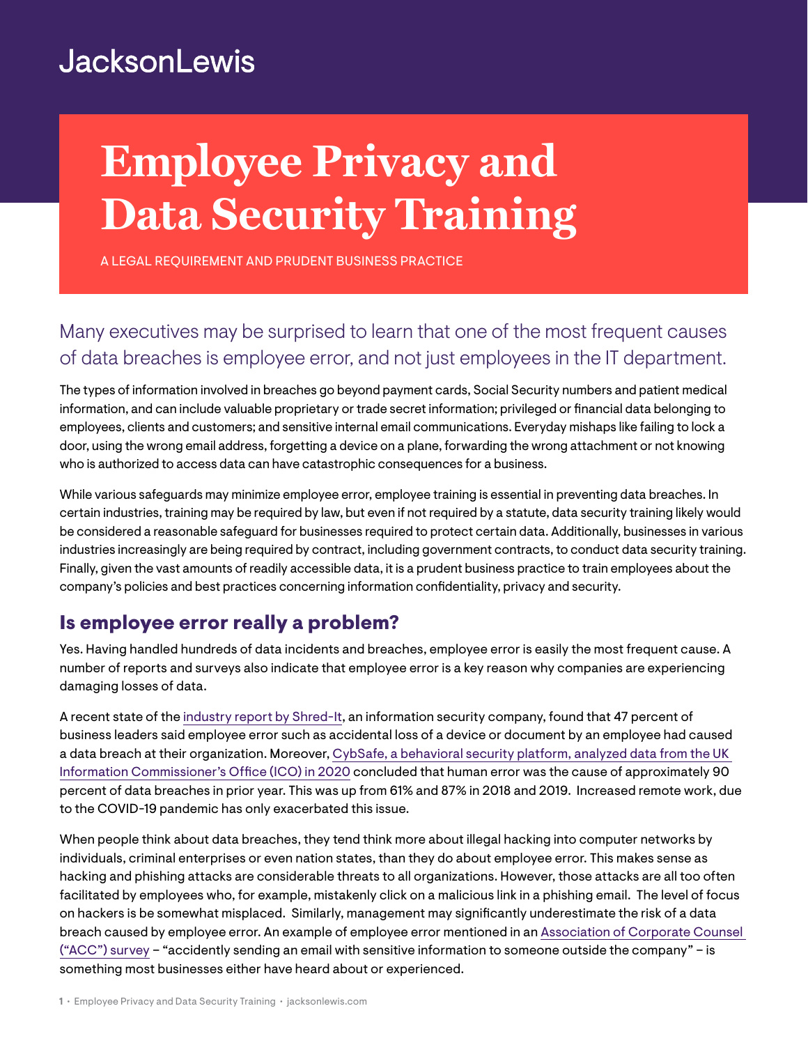JacksonLewis

# Employee Privacy and Data Security Training

A LEGAL REQUIREMENT AND PRUDENT BUSINESS PRACTICE

Many executives may be surprised to learn that one of the most frequent causes of data breaches is employee error, and not just employees in the IT department.

The types of information involved in breaches go beyond payment cards, Social Security numbers and patient medical information, and can include valuable proprietary or trade secret information; privileged or financial data belonging to employees, clients and customers; and sensitive internal email communications. Everyday mishaps like failing to lock a door, using the wrong email address, forgetting a device on a plane, forwarding the wrong attachment or not knowing who is authorized to access data can have catastrophic consequences for a business.

While various safeguards may minimize employee error, employee training is essential in preventing data breaches. In certain industries, training may be required by law, but even if not required by a statute, data security training likely would be considered a reasonable safeguard for businesses required to protect certain data. Additionally, businesses in various industries increasingly are being required by contract, including government contracts, to conduct data security training. Finally, given the vast amounts of readily accessible data, it is a prudent business practice to train employees about the company's policies and best practices concerning information confidentiality, privacy and security.

## Is employee error really a problem?

Yes. Having handled hundreds of data incidents and breaches, employee error is easily the most frequent cause. A number of reports and surveys also indicate that employee error is a key reason why companies are experiencing damaging losses of data.

A recent state of the industry report by Shred-It, an information security company, found that 47 percent of business leaders said employee error such as accidental loss of a device or document by an employee had caused a data breach at their organization. Moreover, CybSafe, a behavioral security platform, analyzed data from the UK Information Commissioner's Office (ICO) in 2020 concluded that human error was the cause of approximately 90 percent of data breaches in prior year. This was up from 61% and 87% in 2018 and 2019. Increased remote work, due to the COVID-19 pandemic has only exacerbated this issue.

When people think about data breaches, they tend think more about illegal hacking into computer networks by individuals, criminal enterprises or even nation states, than they do about employee error. This makes sense as hacking and phishing attacks are considerable threats to all organizations. However, those attacks are all too often facilitated by employees who, for example, mistakenly click on a malicious link in a phishing email. The level of focus on hackers is be somewhat misplaced. Similarly, management may significantly underestimate the risk of a data breach caused by employee error. An example of employee error mentioned in an Association of Corporate Counsel ("ACC") survey – "accidently sending an email with sensitive information to someone outside the company" – is something most businesses either have heard about or experienced.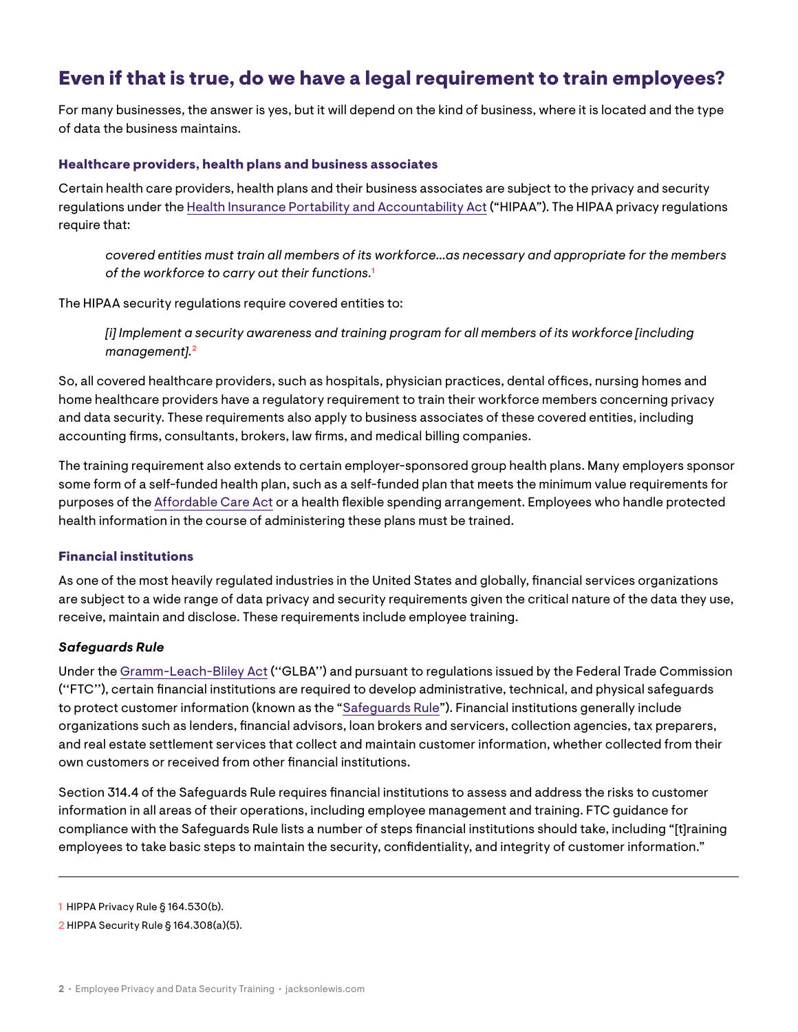## Even if that is true, do we have a legal requirement to train employees?

For many businesses, the answer is yes, but it will depend on the kind of business, where it is located and the type of data the business maintains.

### Healthcare providers, health plans and business associates

Certain health care providers, health plans and their business associates are subject to the privacy and security regulations under the Health Insurance Portability and Accountability Act ("HIPAA"). The HIPAA privacy regulations require that:

> *covered entities must train all members of its workforce…as necessary and appropriate for the members of the workforce to carry out their functions.*[1]

The HIPAA security regulations require covered entities to:

> *[i] Implement a security awareness and training program for all members of its workforce [including management].*[2]

So, all covered healthcare providers, such as hospitals, physician practices, dental offices, nursing homes and home healthcare providers have a regulatory requirement to train their workforce members concerning privacy and data security. These requirements also apply to business associates of these covered entities, including accounting firms, consultants, brokers, law firms, and medical billing companies.

The training requirement also extends to certain employer-sponsored group health plans. Many employers sponsor some form of a self-funded health plan, such as a self-funded plan that meets the minimum value requirements for purposes of the Affordable Care Act or a health flexible spending arrangement. Employees who handle protected health information in the course of administering these plans must be trained.

### Financial institutions

As one of the most heavily regulated industries in the United States and globally, financial services organizations are subject to a wide range of data privacy and security requirements given the critical nature of the data they use, receive, maintain and disclose. These requirements include employee training.

#### *Safeguards Rule*

Under the Gramm-Leach-Bliley Act (''GLBA'') and pursuant to regulations issued by the Federal Trade Commission (''FTC''), certain financial institutions are required to develop administrative, technical, and physical safeguards to protect customer information (known as the "Safeguards Rule"). Financial institutions generally include organizations such as lenders, financial advisors, loan brokers and servicers, collection agencies, tax preparers, and real estate settlement services that collect and maintain customer information, whether collected from their own customers or received from other financial institutions.

Section 314.4 of the Safeguards Rule requires financial institutions to assess and address the risks to customer information in all areas of their operations, including employee management and training. FTC guidance for compliance with the Safeguards Rule lists a number of steps financial institutions should take, including "[t]raining employees to take basic steps to maintain the security, confidentiality, and integrity of customer information."

---

1 HIPPA Privacy Rule § 164.530(b).

2 HIPPA Security Rule § 164.308(a)(5).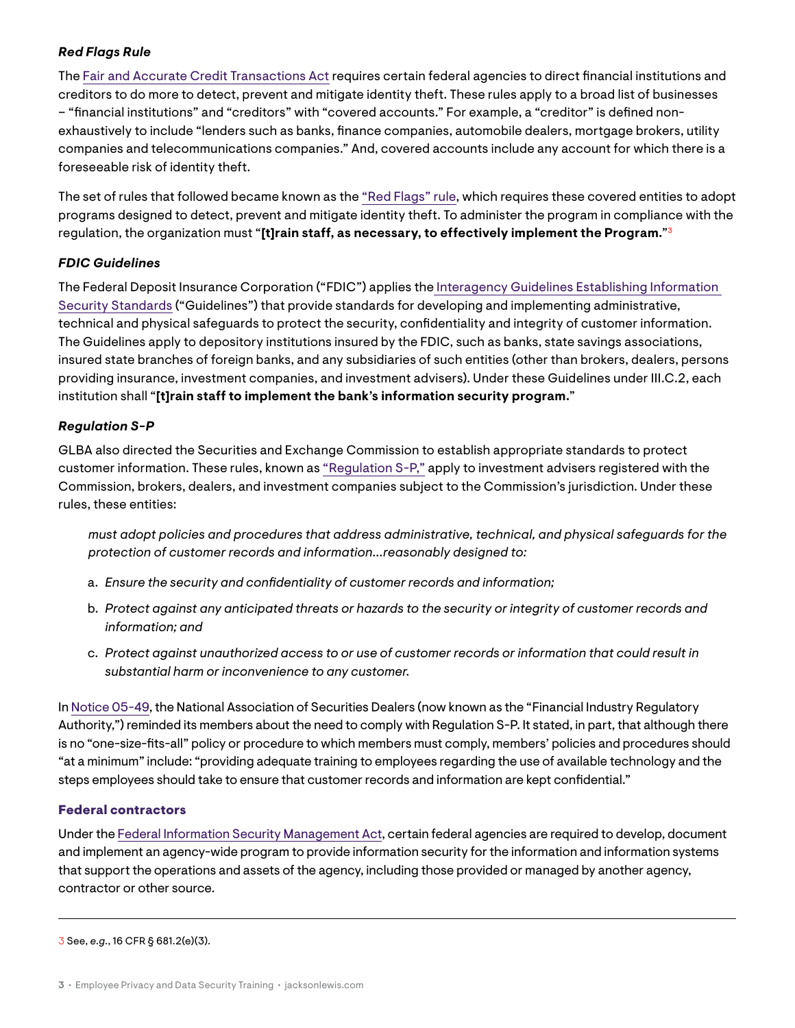***Red Flags Rule***

The Fair and Accurate Credit Transactions Act requires certain federal agencies to direct financial institutions and creditors to do more to detect, prevent and mitigate identity theft. These rules apply to a broad list of businesses – "financial institutions" and "creditors" with "covered accounts." For example, a "creditor" is defined non-exhaustively to include "lenders such as banks, finance companies, automobile dealers, mortgage brokers, utility companies and telecommunications companies." And, covered accounts include any account for which there is a foreseeable risk of identity theft.

The set of rules that followed became known as the "Red Flags" rule, which requires these covered entities to adopt programs designed to detect, prevent and mitigate identity theft. To administer the program in compliance with the regulation, the organization must "**[t]rain staff, as necessary, to effectively implement the Program.**"[3]

***FDIC Guidelines***

The Federal Deposit Insurance Corporation ("FDIC") applies the Interagency Guidelines Establishing Information Security Standards ("Guidelines") that provide standards for developing and implementing administrative, technical and physical safeguards to protect the security, confidentiality and integrity of customer information. The Guidelines apply to depository institutions insured by the FDIC, such as banks, state savings associations, insured state branches of foreign banks, and any subsidiaries of such entities (other than brokers, dealers, persons providing insurance, investment companies, and investment advisers). Under these Guidelines under III.C.2, each institution shall "**[t]rain staff to implement the bank's information security program.**"

***Regulation S-P***

GLBA also directed the Securities and Exchange Commission to establish appropriate standards to protect customer information. These rules, known as "Regulation S-P," apply to investment advisers registered with the Commission, brokers, dealers, and investment companies subject to the Commission's jurisdiction. Under these rules, these entities:

> *must adopt policies and procedures that address administrative, technical, and physical safeguards for the protection of customer records and information...reasonably designed to:*
>
> a. *Ensure the security and confidentiality of customer records and information;*
> b. *Protect against any anticipated threats or hazards to the security or integrity of customer records and information; and*
> c. *Protect against unauthorized access to or use of customer records or information that could result in substantial harm or inconvenience to any customer.*

In Notice 05-49, the National Association of Securities Dealers (now known as the "Financial Industry Regulatory Authority,") reminded its members about the need to comply with Regulation S-P. It stated, in part, that although there is no "one-size-fits-all" policy or procedure to which members must comply, members' policies and procedures should "at a minimum" include: "providing adequate training to employees regarding the use of available technology and the steps employees should take to ensure that customer records and information are kept confidential."

### Federal contractors

Under the Federal Information Security Management Act, certain federal agencies are required to develop, document and implement an agency-wide program to provide information security for the information and information systems that support the operations and assets of the agency, including those provided or managed by another agency, contractor or other source.

---

[3] See, *e.g.*, 16 CFR § 681.2(e)(3).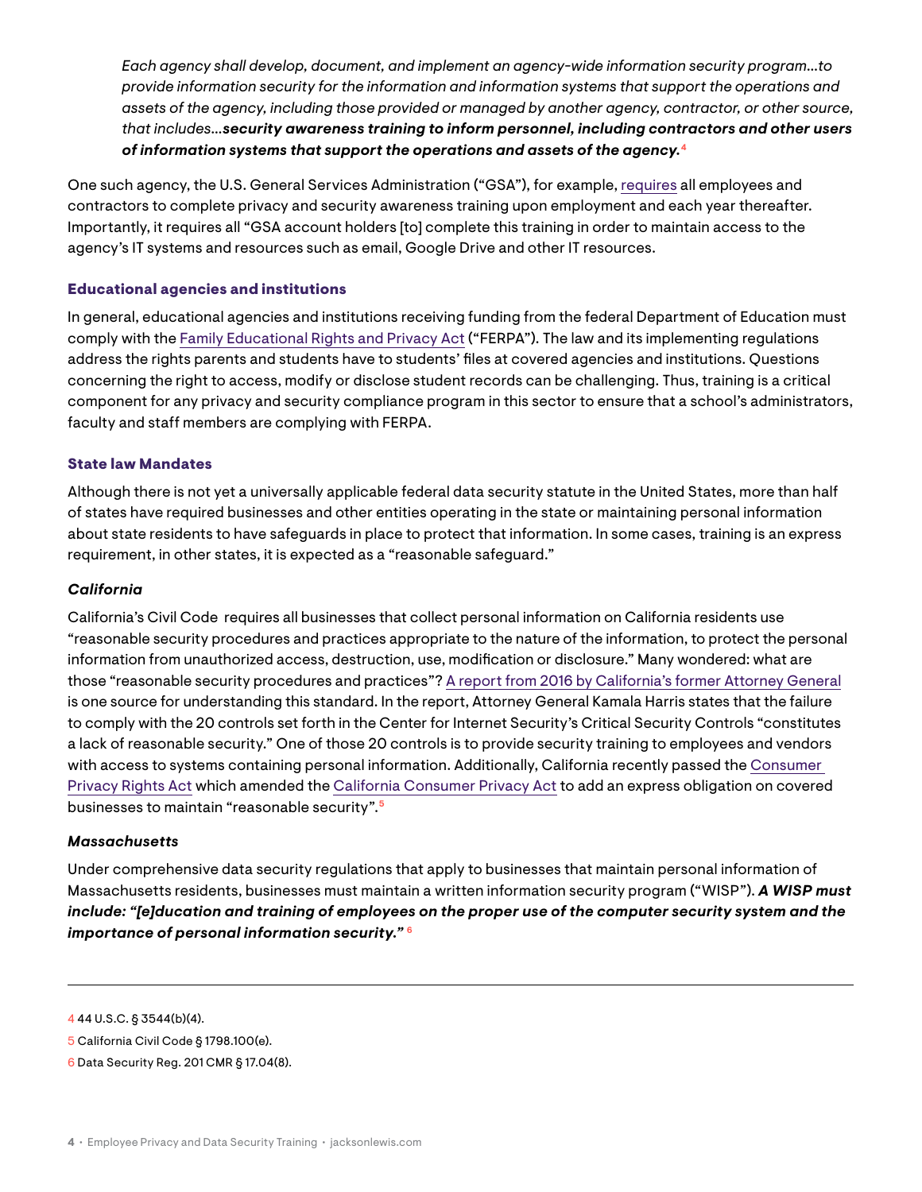> *Each agency shall develop, document, and implement an agency-wide information security program…to provide information security for the information and information systems that support the operations and assets of the agency, including those provided or managed by another agency, contractor, or other source, that includes…**security awareness training to inform personnel, including contractors and other users of information systems that support the operations and assets of the agency.***[4]

One such agency, the U.S. General Services Administration ("GSA"), for example, requires all employees and contractors to complete privacy and security awareness training upon employment and each year thereafter. Importantly, it requires all "GSA account holders [to] complete this training in order to maintain access to the agency's IT systems and resources such as email, Google Drive and other IT resources.

### Educational agencies and institutions

In general, educational agencies and institutions receiving funding from the federal Department of Education must comply with the Family Educational Rights and Privacy Act ("FERPA"). The law and its implementing regulations address the rights parents and students have to students' files at covered agencies and institutions. Questions concerning the right to access, modify or disclose student records can be challenging. Thus, training is a critical component for any privacy and security compliance program in this sector to ensure that a school's administrators, faculty and staff members are complying with FERPA.

### State law Mandates

Although there is not yet a universally applicable federal data security statute in the United States, more than half of states have required businesses and other entities operating in the state or maintaining personal information about state residents to have safeguards in place to protect that information. In some cases, training is an express requirement, in other states, it is expected as a "reasonable safeguard."

#### *California*

California's Civil Code requires all businesses that collect personal information on California residents use "reasonable security procedures and practices appropriate to the nature of the information, to protect the personal information from unauthorized access, destruction, use, modification or disclosure." Many wondered: what are those "reasonable security procedures and practices"? A report from 2016 by California's former Attorney General is one source for understanding this standard. In the report, Attorney General Kamala Harris states that the failure to comply with the 20 controls set forth in the Center for Internet Security's Critical Security Controls "constitutes a lack of reasonable security." One of those 20 controls is to provide security training to employees and vendors with access to systems containing personal information. Additionally, California recently passed the Consumer Privacy Rights Act which amended the California Consumer Privacy Act to add an express obligation on covered businesses to maintain "reasonable security".[5]

#### *Massachusetts*

Under comprehensive data security regulations that apply to businesses that maintain personal information of Massachusetts residents, businesses must maintain a written information security program ("WISP"). ***A WISP must include: "[e]ducation and training of employees on the proper use of the computer security system and the importance of personal information security."***[6]

---

[4] 44 U.S.C. § 3544(b)(4).

[5] California Civil Code § 1798.100(e).

[6] Data Security Reg. 201 CMR § 17.04(8).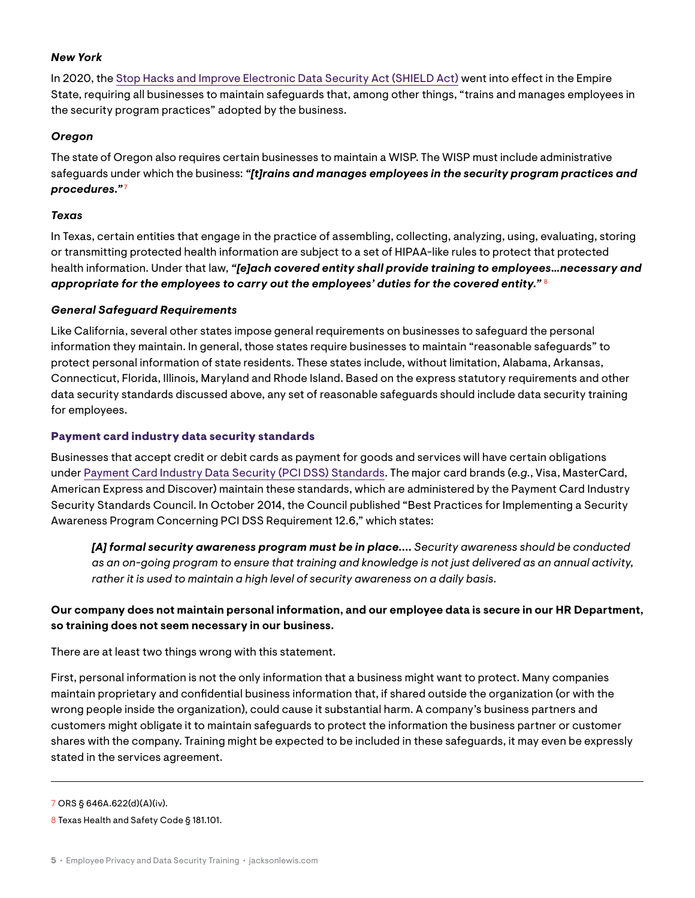#### *New York*

In 2020, the Stop Hacks and Improve Electronic Data Security Act (SHIELD Act) went into effect in the Empire State, requiring all businesses to maintain safeguards that, among other things, "trains and manages employees in the security program practices" adopted by the business.

#### *Oregon*

The state of Oregon also requires certain businesses to maintain a WISP. The WISP must include administrative safeguards under which the business: ***"[t]rains and manages employees in the security program practices and procedures."***[7]

#### *Texas*

In Texas, certain entities that engage in the practice of assembling, collecting, analyzing, using, evaluating, storing or transmitting protected health information are subject to a set of HIPAA-like rules to protect that protected health information. Under that law, ***"[e]ach covered entity shall provide training to employees…necessary and appropriate for the employees to carry out the employees' duties for the covered entity."***[8]

#### *General Safeguard Requirements*

Like California, several other states impose general requirements on businesses to safeguard the personal information they maintain. In general, those states require businesses to maintain "reasonable safeguards" to protect personal information of state residents. These states include, without limitation, Alabama, Arkansas, Connecticut, Florida, Illinois, Maryland and Rhode Island. Based on the express statutory requirements and other data security standards discussed above, any set of reasonable safeguards should include data security training for employees.

### Payment card industry data security standards

Businesses that accept credit or debit cards as payment for goods and services will have certain obligations under Payment Card Industry Data Security (PCI DSS) Standards. The major card brands (*e.g.*, Visa, MasterCard, American Express and Discover) maintain these standards, which are administered by the Payment Card Industry Security Standards Council. In October 2014, the Council published "Best Practices for Implementing a Security Awareness Program Concerning PCI DSS Requirement 12.6," which states:

> ***[A] formal security awareness program must be in place….*** *Security awareness should be conducted as an on-going program to ensure that training and knowledge is not just delivered as an annual activity, rather it is used to maintain a high level of security awareness on a daily basis.*

**Our company does not maintain personal information, and our employee data is secure in our HR Department, so training does not seem necessary in our business.**

There are at least two things wrong with this statement.

First, personal information is not the only information that a business might want to protect. Many companies maintain proprietary and confidential business information that, if shared outside the organization (or with the wrong people inside the organization), could cause it substantial harm. A company's business partners and customers might obligate it to maintain safeguards to protect the information the business partner or customer shares with the company. Training might be expected to be included in these safeguards, it may even be expressly stated in the services agreement.

---

[7] ORS § 646A.622(d)(A)(iv).

[8] Texas Health and Safety Code § 181.101.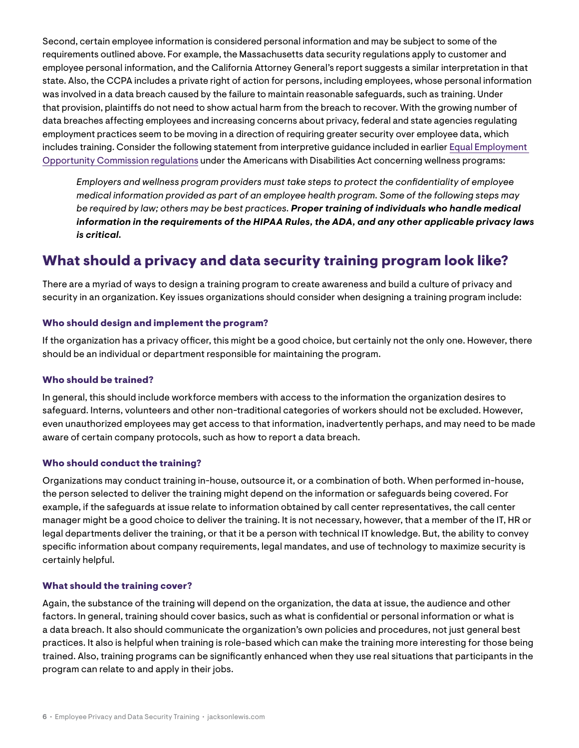Second, certain employee information is considered personal information and may be subject to some of the requirements outlined above. For example, the Massachusetts data security regulations apply to customer and employee personal information, and the California Attorney General's report suggests a similar interpretation in that state. Also, the CCPA includes a private right of action for persons, including employees, whose personal information was involved in a data breach caused by the failure to maintain reasonable safeguards, such as training. Under that provision, plaintiffs do not need to show actual harm from the breach to recover. With the growing number of data breaches affecting employees and increasing concerns about privacy, federal and state agencies regulating employment practices seem to be moving in a direction of requiring greater security over employee data, which includes training. Consider the following statement from interpretive guidance included in earlier [Equal Employment Opportunity Commission regulations] under the Americans with Disabilities Act concerning wellness programs:

> *Employers and wellness program providers must take steps to protect the confidentiality of employee medical information provided as part of an employee health program. Some of the following steps may be required by law; others may be best practices.* ***Proper training of individuals who handle medical information in the requirements of the HIPAA Rules, the ADA, and any other applicable privacy laws is critical.***

## What should a privacy and data security training program look like?

There are a myriad of ways to design a training program to create awareness and build a culture of privacy and security in an organization. Key issues organizations should consider when designing a training program include:

### Who should design and implement the program?

If the organization has a privacy officer, this might be a good choice, but certainly not the only one. However, there should be an individual or department responsible for maintaining the program.

### Who should be trained?

In general, this should include workforce members with access to the information the organization desires to safeguard. Interns, volunteers and other non-traditional categories of workers should not be excluded. However, even unauthorized employees may get access to that information, inadvertently perhaps, and may need to be made aware of certain company protocols, such as how to report a data breach.

### Who should conduct the training?

Organizations may conduct training in-house, outsource it, or a combination of both. When performed in-house, the person selected to deliver the training might depend on the information or safeguards being covered. For example, if the safeguards at issue relate to information obtained by call center representatives, the call center manager might be a good choice to deliver the training. It is not necessary, however, that a member of the IT, HR or legal departments deliver the training, or that it be a person with technical IT knowledge. But, the ability to convey specific information about company requirements, legal mandates, and use of technology to maximize security is certainly helpful.

### What should the training cover?

Again, the substance of the training will depend on the organization, the data at issue, the audience and other factors. In general, training should cover basics, such as what is confidential or personal information or what is a data breach. It also should communicate the organization's own policies and procedures, not just general best practices. It also is helpful when training is role-based which can make the training more interesting for those being trained. Also, training programs can be significantly enhanced when they use real situations that participants in the program can relate to and apply in their jobs.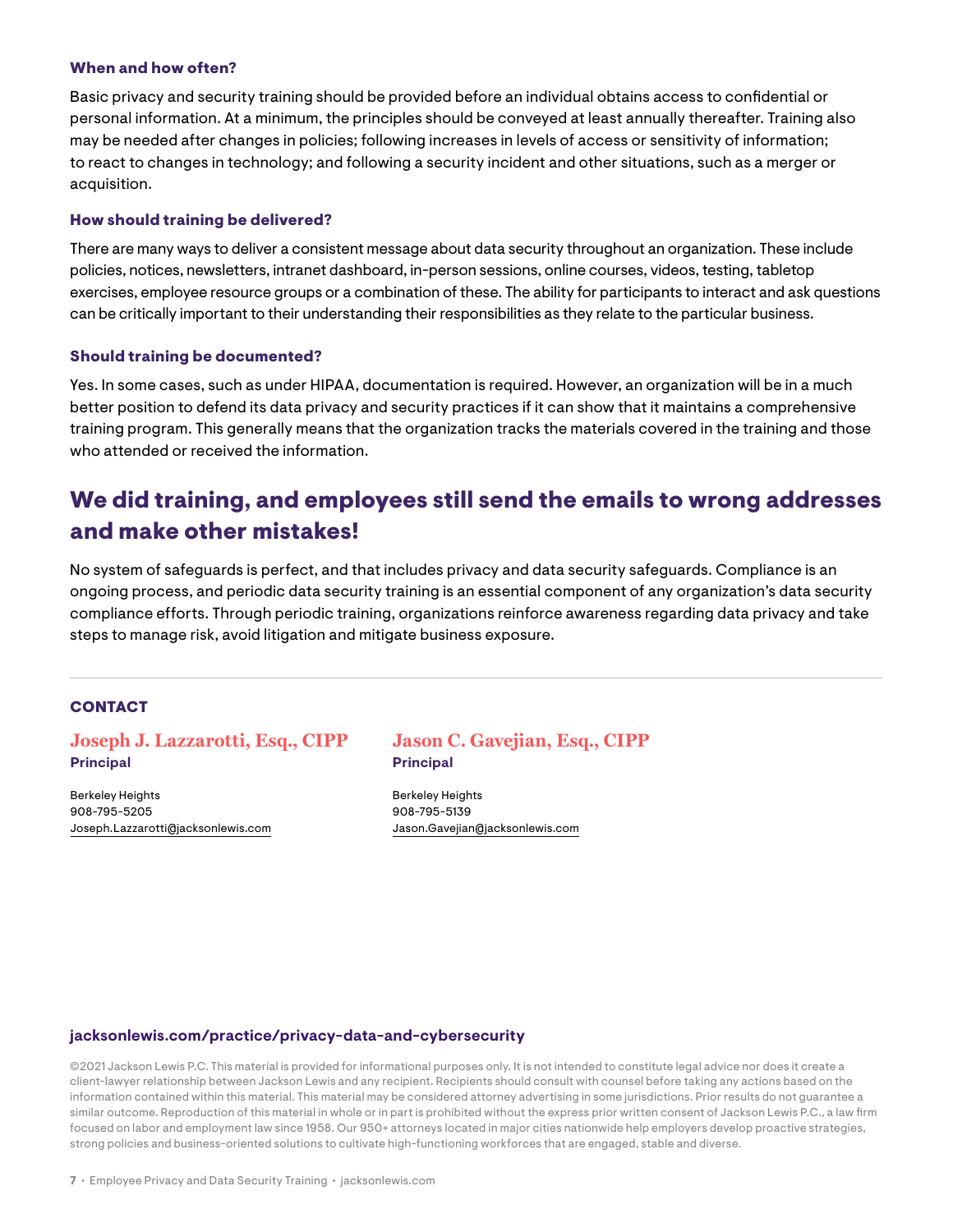### When and how often?

Basic privacy and security training should be provided before an individual obtains access to confidential or personal information. At a minimum, the principles should be conveyed at least annually thereafter. Training also may be needed after changes in policies; following increases in levels of access or sensitivity of information; to react to changes in technology; and following a security incident and other situations, such as a merger or acquisition.

### How should training be delivered?

There are many ways to deliver a consistent message about data security throughout an organization. These include policies, notices, newsletters, intranet dashboard, in-person sessions, online courses, videos, testing, tabletop exercises, employee resource groups or a combination of these. The ability for participants to interact and ask questions can be critically important to their understanding their responsibilities as they relate to the particular business.

### Should training be documented?

Yes. In some cases, such as under HIPAA, documentation is required. However, an organization will be in a much better position to defend its data privacy and security practices if it can show that it maintains a comprehensive training program. This generally means that the organization tracks the materials covered in the training and those who attended or received the information.

## We did training, and employees still send the emails to wrong addresses and make other mistakes!

No system of safeguards is perfect, and that includes privacy and data security safeguards. Compliance is an ongoing process, and periodic data security training is an essential component of any organization's data security compliance efforts. Through periodic training, organizations reinforce awareness regarding data privacy and take steps to manage risk, avoid litigation and mitigate business exposure.

---

**CONTACT**

**Joseph J. Lazzarotti, Esq., CIPP**
**Principal**

Berkeley Heights
908-795-5205
Joseph.Lazzarotti@jacksonlewis.com

**Jason C. Gavejian, Esq., CIPP**
**Principal**

Berkeley Heights
908-795-5139
Jason.Gavejian@jacksonlewis.com

**jacksonlewis.com/practice/privacy-data-and-cybersecurity**

©2021 Jackson Lewis P.C. This material is provided for informational purposes only. It is not intended to constitute legal advice nor does it create a client-lawyer relationship between Jackson Lewis and any recipient. Recipients should consult with counsel before taking any actions based on the information contained within this material. This material may be considered attorney advertising in some jurisdictions. Prior results do not guarantee a similar outcome. Reproduction of this material in whole or in part is prohibited without the express prior written consent of Jackson Lewis P.C., a law firm focused on labor and employment law since 1958. Our 950+ attorneys located in major cities nationwide help employers develop proactive strategies, strong policies and business-oriented solutions to cultivate high-functioning workforces that are engaged, stable and diverse.